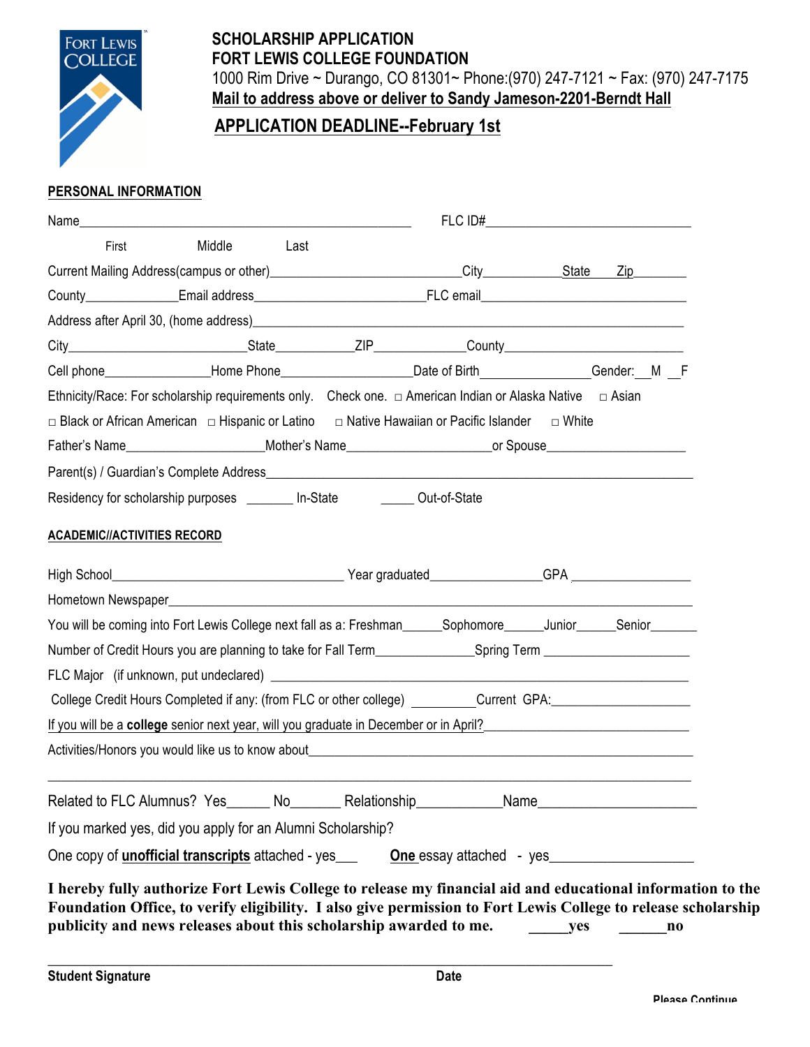# SCHOLARSHIP APPLICATION

## FORT LEWIS COLLEGE FOUNDATION

1000 Rim Drive ~ Durango, CO 81301~ Phone:(970) 247-7121 ~ Fax: (970) 247-7175

**Mail to address above or deliver to Sandy Jameson-2201-Berndt Hall**

**APPLICATION DEADLINE--February 1st**

### PERSONAL INFORMATION

Name_______________________________________________ FLC ID#______________________________

First Middle Last

Current Mailing Address(campus or other)__________________________City___________State___ Zip________

County_____________Email address_______________________FLC email_____________________________

Address after April 30, (home address)__________________________________________________________

City__________________________State___________ZIP_____________County_________________________

Cell phone_______________Home Phone__________________Date of Birth_______________Gender:__M __F

Ethnicity/Race: For scholarship requirements only. Check one. □ American Indian or Alaska Native □ Asian

□ Black or African American □ Hispanic or Latino □ Native Hawaiian or Pacific Islander □ White

Father's Name___________________Mother's Name____________________or Spouse___________________

Parent(s) / Guardian's Complete Address___________________________________________________________

Residency for scholarship purposes _______ In-State _____ Out-of-State

### ACADEMIC//ACTIVITIES RECORD

High School_________________________________ Year graduated_______________GPA _________________

Hometown Newspaper________________________________________________________________________

You will be coming into Fort Lewis College next fall as a: Freshman______Sophomore______Junior______Senior_______

Number of Credit Hours you are planning to take for Fall Term_____________Spring Term ____________________

FLC Major (if unknown, put undeclared) ___________________________________________________________

College Credit Hours Completed if any: (from FLC or other college) _________Current GPA:___________________

If you will be a **college** senior next year, will you graduate in December or in April?____________________________

Activities/Honors you would like us to know about_______________________________________________________

_____________________________________________________________________________________________

Related to FLC Alumnus? Yes______ No_______ Relationship___________Name_____________________

If you marked yes, did you apply for an Alumni Scholarship?

One copy of **unofficial transcripts** attached - yes___ **One** essay attached - yes__________________

**I hereby fully authorize Fort Lewis College to release my financial aid and educational information to the Foundation Office, to verify eligibility. I also give permission to Fort Lewis College to release scholarship publicity and news releases about this scholarship awarded to me. _____yes ______no**

_____________________________________________________________________________

**Student Signature** **Date**

**Please Continue**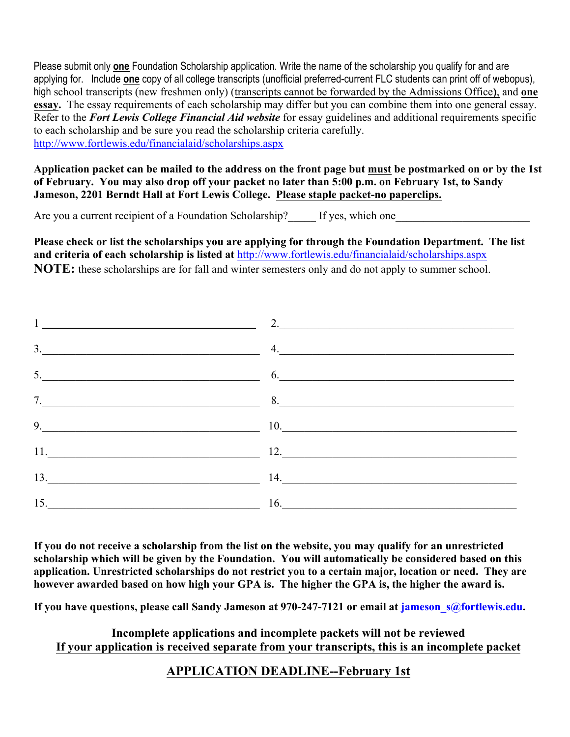Please submit only **one** Foundation Scholarship application. Write the name of the scholarship you qualify for and are applying for. Include **one** copy of all college transcripts (unofficial preferred-current FLC students can print off of webopus), high school transcripts (new freshmen only) (transcripts cannot be forwarded by the Admissions Office), and **one essay**. The essay requirements of each scholarship may differ but you can combine them into one general essay. Refer to the ***Fort Lewis College Financial Aid website*** for essay guidelines and additional requirements specific to each scholarship and be sure you read the scholarship criteria carefully. http://www.fortlewis.edu/financialaid/scholarships.aspx

**Application packet can be mailed to the address on the front page but must be postmarked on or by the 1st of February. You may also drop off your packet no later than 5:00 p.m. on February 1st, to Sandy Jameson, 2201 Berndt Hall at Fort Lewis College. Please staple packet-no paperclips.**

Are you a current recipient of a Foundation Scholarship?_____ If yes, which one________________________

**Please check or list the scholarships you are applying for through the Foundation Department. The list and criteria of each scholarship is listed at** http://www.fortlewis.edu/financialaid/scholarships.aspx

**NOTE:** these scholarships are for fall and winter semesters only and do not apply to summer school.

1 ______________________________ 2.______________________________

3.______________________________ 4.______________________________

5.______________________________ 6.______________________________

7.______________________________ 8.______________________________

9.______________________________ 10.______________________________

11.______________________________ 12.______________________________

13.______________________________ 14.______________________________

15.______________________________ 16.______________________________

**If you do not receive a scholarship from the list on the website, you may qualify for an unrestricted scholarship which will be given by the Foundation. You will automatically be considered based on this application. Unrestricted scholarships do not restrict you to a certain major, location or need. They are however awarded based on how high your GPA is. The higher the GPA is, the higher the award is.**

**If you have questions, please call Sandy Jameson at 970-247-7121 or email at jameson_s@fortlewis.edu.**

**Incomplete applications and incomplete packets will not be reviewed**
**If your application is received separate from your transcripts, this is an incomplete packet**

## APPLICATION DEADLINE--February 1st